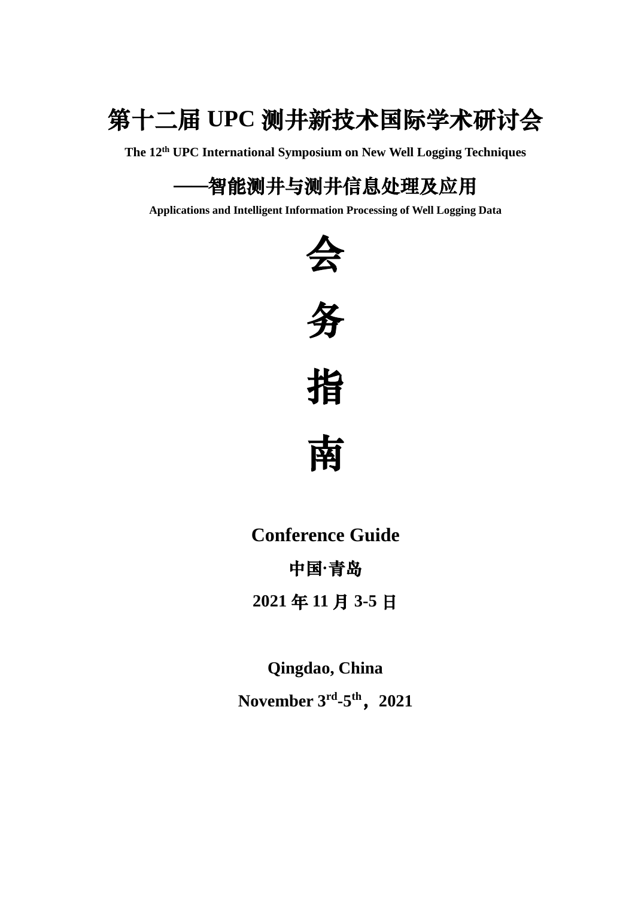# 第十二届 UPC 测井新技术国际学术研讨会

**The 12th UPC International Symposium on New Well Logging Techniques**

## ——智能测井与测井信息处理及应用

**Applications and Intelligent Information Processing of Well Logging Data**

# 会

# 务

# 指

# 南

**Conference Guide**

**中国·青岛**

**2021 年 11 月 3-5 日**

**Qingdao, China**

**November 3rd-5th，2021**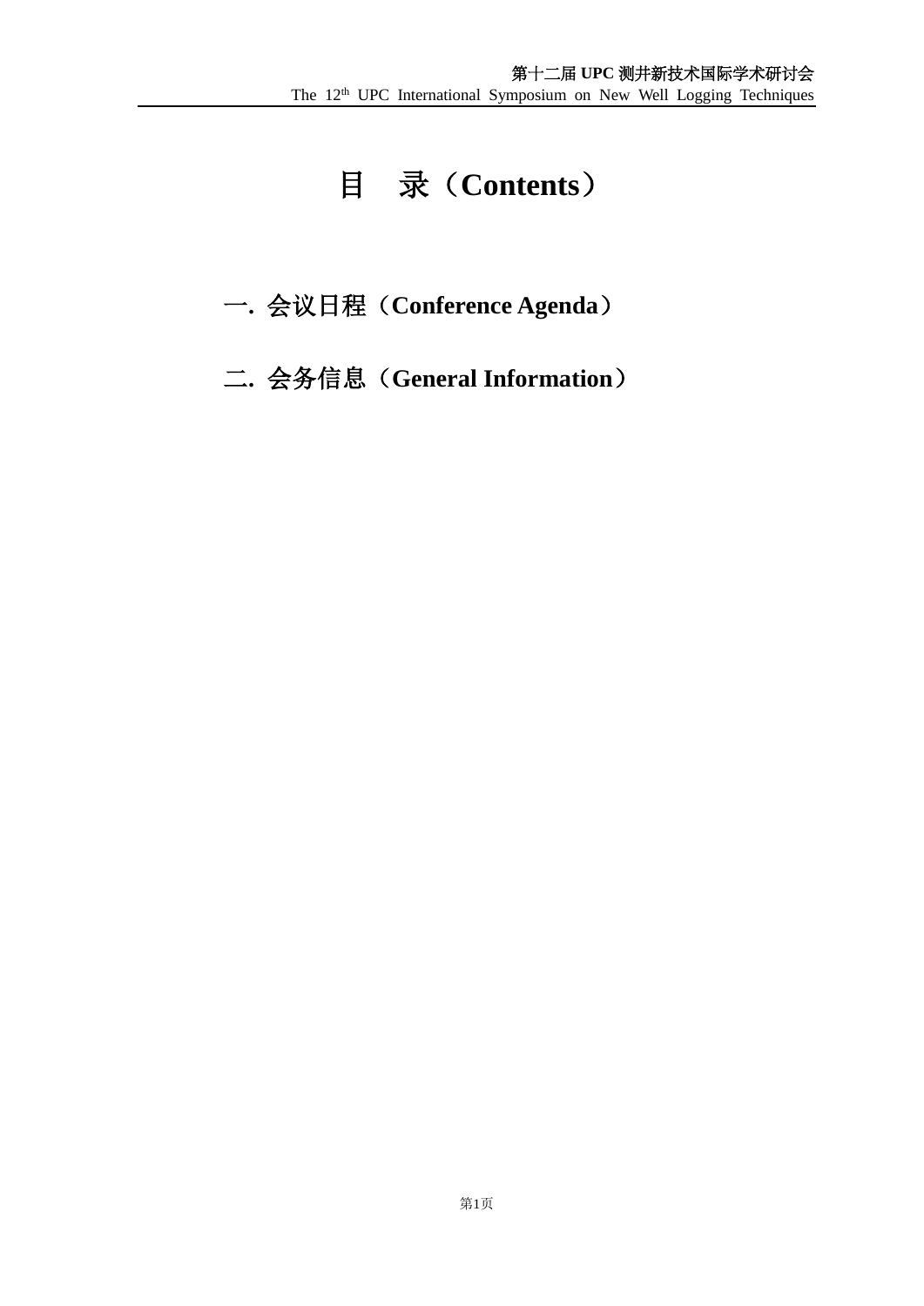# 目　录（Contents）

一. 会议日程（Conference Agenda）

二. 会务信息（General Information）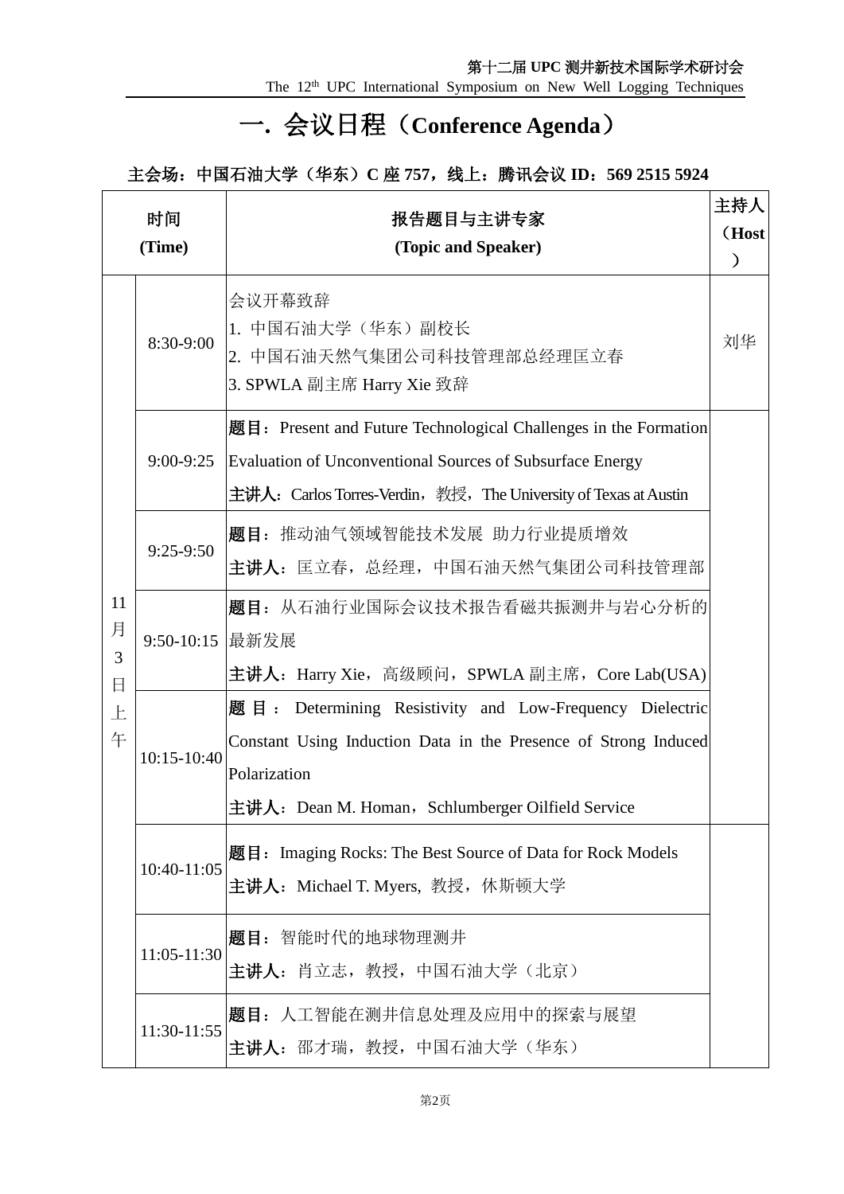# 一. 会议日程（Conference Agenda）

**主会场：中国石油大学（华东）C 座 757，线上：腾讯会议 ID：569 2515 5924**

| 时间 (Time) | | 报告题目与主讲专家 (Topic and Speaker) | 主持人（Host） |
|---|---|---|---|
| 11月3日上午 | 8:30-9:00 | 会议开幕致辞<br>1. 中国石油大学（华东）副校长<br>2. 中国石油天然气集团公司科技管理部总经理匡立春<br>3. SPWLA 副主席 Harry Xie 致辞 | 刘华 |
| | 9:00-9:25 | **题目**：Present and Future Technological Challenges in the Formation Evaluation of Unconventional Sources of Subsurface Energy<br>**主讲人**：Carlos Torres-Verdin，教授，The University of Texas at Austin | |
| | 9:25-9:50 | **题目**：推动油气领域智能技术发展 助力行业提质增效<br>**主讲人**：匡立春，总经理，中国石油天然气集团公司科技管理部 | |
| | 9:50-10:15 | **题目**：从石油行业国际会议技术报告看磁共振测井与岩心分析的最新发展<br>**主讲人**：Harry Xie，高级顾问，SPWLA 副主席，Core Lab(USA) | |
| | 10:15-10:40 | **题目**：Determining Resistivity and Low-Frequency Dielectric Constant Using Induction Data in the Presence of Strong Induced Polarization<br>**主讲人**：Dean M. Homan，Schlumberger Oilfield Service | |
| | 10:40-11:05 | **题目**：Imaging Rocks: The Best Source of Data for Rock Models<br>**主讲人**：Michael T. Myers, 教授，休斯顿大学 | |
| | 11:05-11:30 | **题目**：智能时代的地球物理测井<br>**主讲人**：肖立志，教授，中国石油大学（北京） | |
| | 11:30-11:55 | **题目**：人工智能在测井信息处理及应用中的探索与展望<br>**主讲人**：邵才瑞，教授，中国石油大学（华东） | |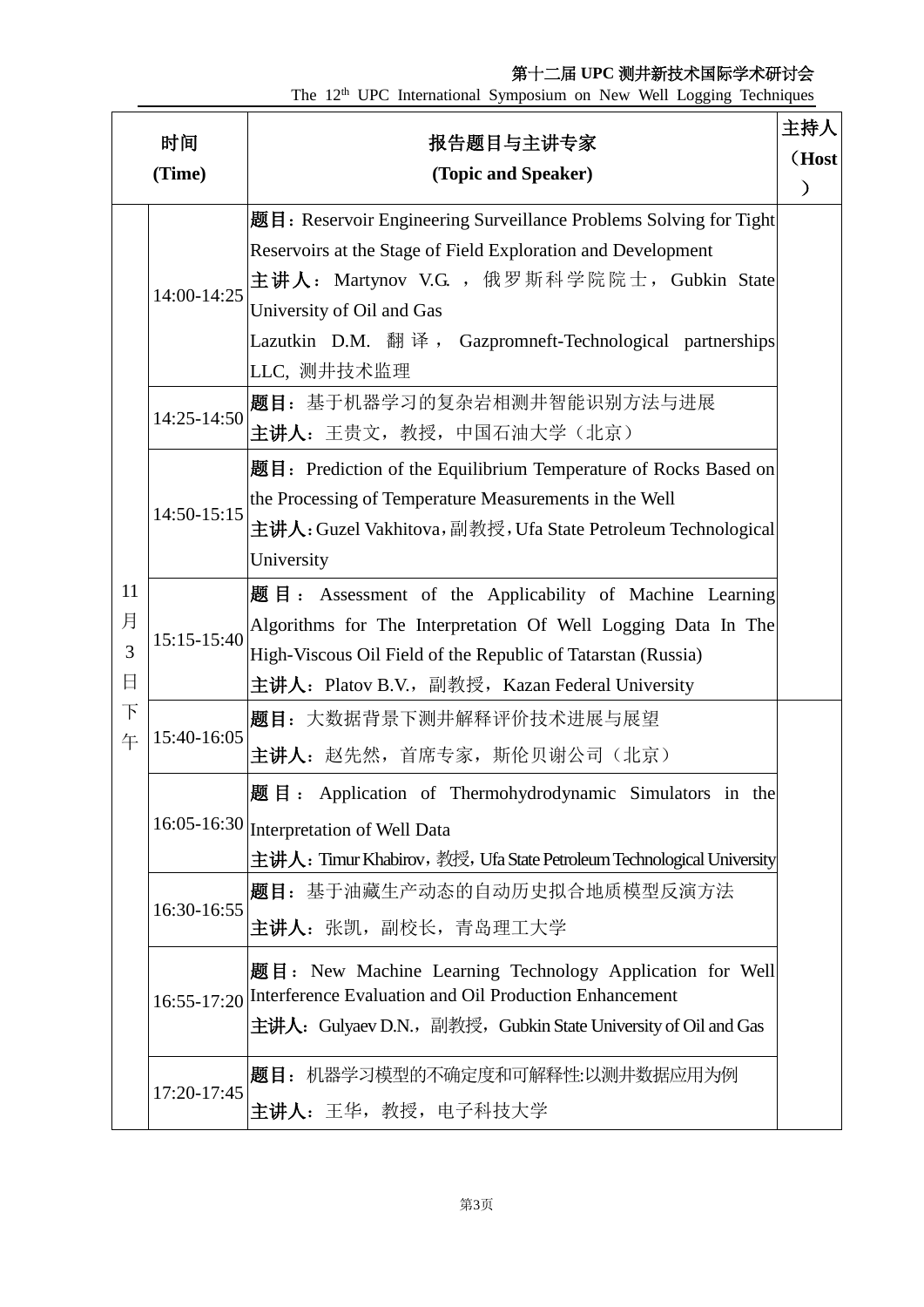| 时间 (Time) | | 报告题目与主讲专家 (Topic and Speaker) | 主持人 (Host) |
|---|---|---|---|
| 11月3日下午 | 14:00-14:25 | **题目**：Reservoir Engineering Surveillance Problems Solving for Tight Reservoirs at the Stage of Field Exploration and Development<br>**主讲人**：Martynov V.G.，俄罗斯科学院院士，Gubkin State University of Oil and Gas<br>Lazutkin D.M. 翻译，Gazpromneft-Technological partnerships LLC, 测井技术监理 | |
| | 14:25-14:50 | **题目**：基于机器学习的复杂岩相测井智能识别方法与进展<br>**主讲人**：王贵文，教授，中国石油大学（北京） | |
| | 14:50-15:15 | **题目**：Prediction of the Equilibrium Temperature of Rocks Based on the Processing of Temperature Measurements in the Well<br>**主讲人**：Guzel Vakhitova，副教授，Ufa State Petroleum Technological University | |
| | 15:15-15:40 | **题目**：Assessment of the Applicability of Machine Learning Algorithms for The Interpretation Of Well Logging Data In The High-Viscous Oil Field of the Republic of Tatarstan (Russia)<br>**主讲人**：Platov B.V.，副教授，Kazan Federal University | |
| | 15:40-16:05 | **题目**：大数据背景下测井解释评价技术进展与展望<br>**主讲人**：赵先然，首席专家，斯伦贝谢公司（北京） | |
| | 16:05-16:30 | **题目**：Application of Thermohydrodynamic Simulators in the Interpretation of Well Data<br>**主讲人**：Timur Khabirov，教授，Ufa State Petroleum Technological University | |
| | 16:30-16:55 | **题目**：基于油藏生产动态的自动历史拟合地质模型反演方法<br>**主讲人**：张凯，副校长，青岛理工大学 | |
| | 16:55-17:20 | **题目**：New Machine Learning Technology Application for Well Interference Evaluation and Oil Production Enhancement<br>**主讲人**：Gulyaev D.N.，副教授，Gubkin State University of Oil and Gas | |
| | 17:20-17:45 | **题目**：机器学习模型的不确定度和可解释性:以测井数据应用为例<br>**主讲人**：王华，教授，电子科技大学 | |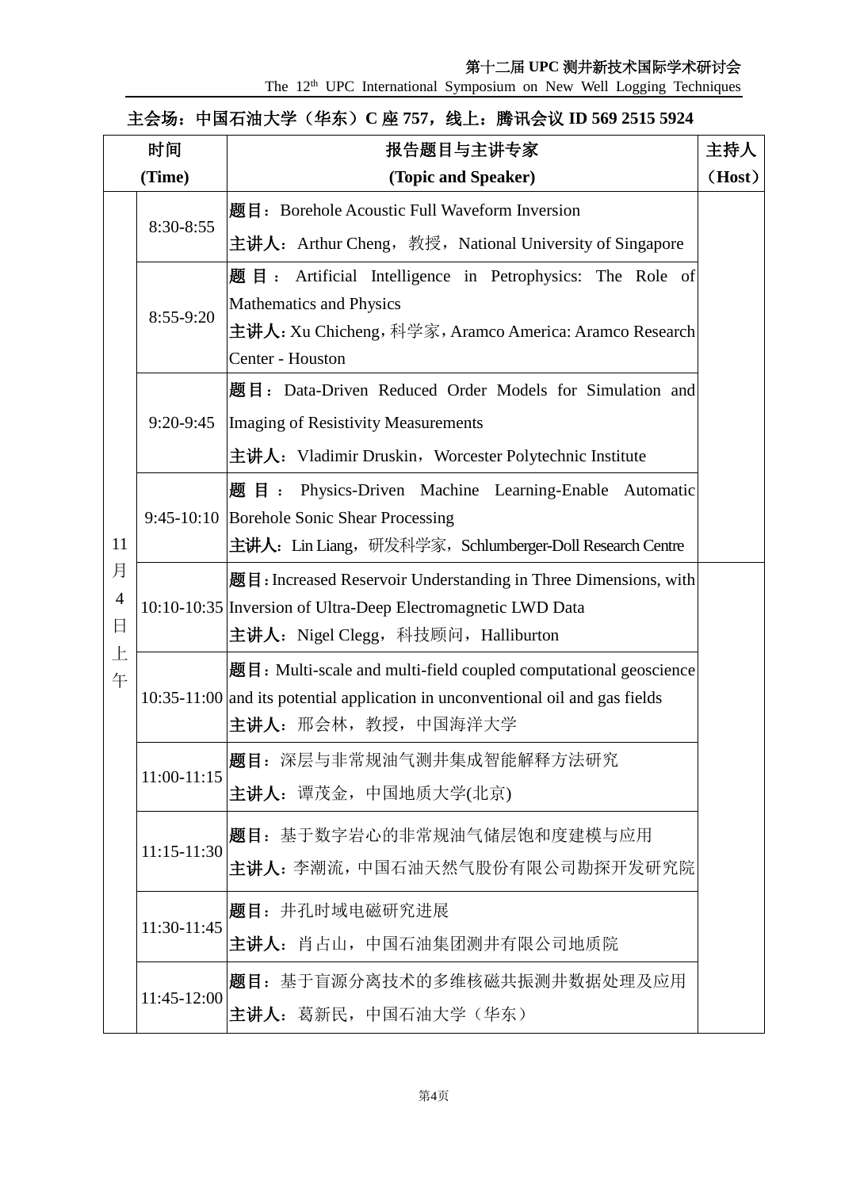**主会场：中国石油大学（华东）C 座 757，线上：腾讯会议 ID 569 2515 5924**

| 时间 (Time) | | 报告题目与主讲专家 (Topic and Speaker) | 主持人（Host） |
|---|---|---|---|
| 11月4日上午 | 8:30-8:55 | **题目**：Borehole Acoustic Full Waveform Inversion<br>**主讲人**：Arthur Cheng，教授，National University of Singapore | |
| | 8:55-9:20 | **题目**：Artificial Intelligence in Petrophysics: The Role of Mathematics and Physics<br>**主讲人**: Xu Chicheng，科学家，Aramco America: Aramco Research Center - Houston | |
| | 9:20-9:45 | **题目**：Data-Driven Reduced Order Models for Simulation and Imaging of Resistivity Measurements<br>**主讲人**：Vladimir Druskin，Worcester Polytechnic Institute | |
| | 9:45-10:10 | **题目**：Physics-Driven Machine Learning-Enable Automatic Borehole Sonic Shear Processing<br>**主讲人**：Lin Liang，研发科学家，Schlumberger-Doll Research Centre | |
| | 10:10-10:35 | **题目**: Increased Reservoir Understanding in Three Dimensions, with Inversion of Ultra-Deep Electromagnetic LWD Data<br>**主讲人**：Nigel Clegg，科技顾问，Halliburton | |
| | 10:35-11:00 | **题目**: Multi-scale and multi-field coupled computational geoscience and its potential application in unconventional oil and gas fields<br>**主讲人**：邢会林，教授，中国海洋大学 | |
| | 11:00-11:15 | **题目**：深层与非常规油气测井集成智能解释方法研究<br>**主讲人**：谭茂金，中国地质大学(北京) | |
| | 11:15-11:30 | **题目**：基于数字岩心的非常规油气储层饱和度建模与应用<br>**主讲人**：李潮流，中国石油天然气股份有限公司勘探开发研究院 | |
| | 11:30-11:45 | **题目**：井孔时域电磁研究进展<br>**主讲人**：肖占山，中国石油集团测井有限公司地质院 | |
| | 11:45-12:00 | **题目**：基于盲源分离技术的多维核磁共振测井数据处理及应用<br>**主讲人**：葛新民，中国石油大学（华东） | |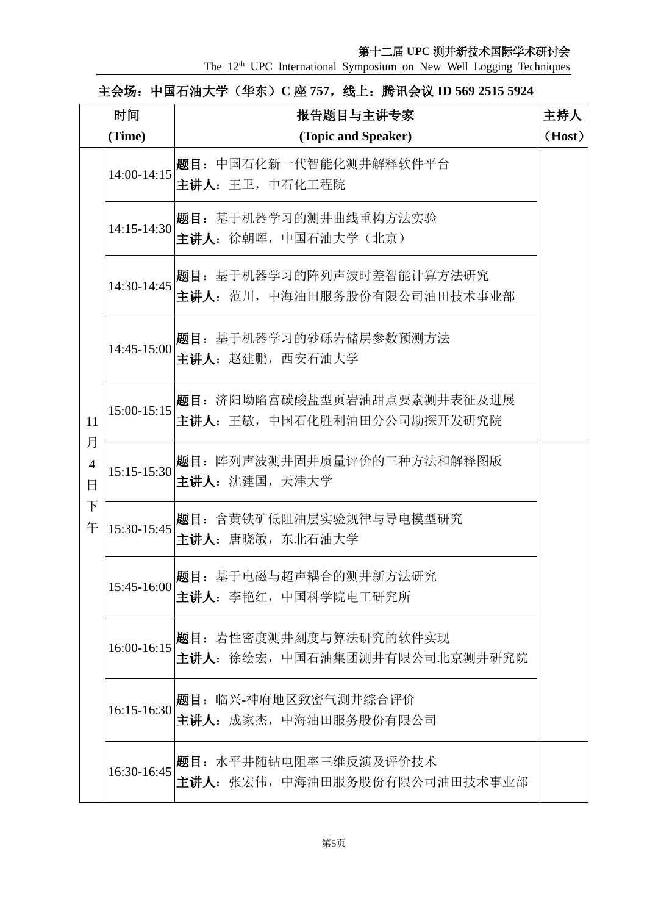**主会场：中国石油大学（华东）C 座 757，线上：腾讯会议 ID 569 2515 5924**

| 时间 (Time) | | 报告题目与主讲专家 (Topic and Speaker) | 主持人 (Host) |
|---|---|---|---|
| 11月4日下午 | 14:00-14:15 | **题目**：中国石化新一代智能化测井解释软件平台<br>**主讲人**：王卫，中石化工程院 | |
| | 14:15-14:30 | **题目**：基于机器学习的测井曲线重构方法实验<br>**主讲人**：徐朝晖，中国石油大学（北京） | |
| | 14:30-14:45 | **题目**：基于机器学习的阵列声波时差智能计算方法研究<br>**主讲人**：范川，中海油田服务股份有限公司油田技术事业部 | |
| | 14:45-15:00 | **题目**：基于机器学习的砂砾岩储层参数预测方法<br>**主讲人**：赵建鹏，西安石油大学 | |
| | 15:00-15:15 | **题目**：济阳坳陷富碳酸盐型页岩油甜点要素测井表征及进展<br>**主讲人**：王敏，中国石化胜利油田分公司勘探开发研究院 | |
| | 15:15-15:30 | **题目**：阵列声波测井固井质量评价的三种方法和解释图版<br>**主讲人**：沈建国，天津大学 | |
| | 15:30-15:45 | **题目**：含黄铁矿低阻油层实验规律与导电模型研究<br>**主讲人**：唐晓敏，东北石油大学 | |
| | 15:45-16:00 | **题目**：基于电磁与超声耦合的测井新方法研究<br>**主讲人**：李艳红，中国科学院电工研究所 | |
| | 16:00-16:15 | **题目**：岩性密度测井刻度与算法研究的软件实现<br>**主讲人**：徐绘宏，中国石油集团测井有限公司北京测井研究院 | |
| | 16:15-16:30 | **题目**：临兴-神府地区致密气测井综合评价<br>**主讲人**：成家杰，中海油田服务股份有限公司 | |
| | 16:30-16:45 | **题目**：水平井随钻电阻率三维反演及评价技术<br>**主讲人**：张宏伟，中海油田服务股份有限公司油田技术事业部 | |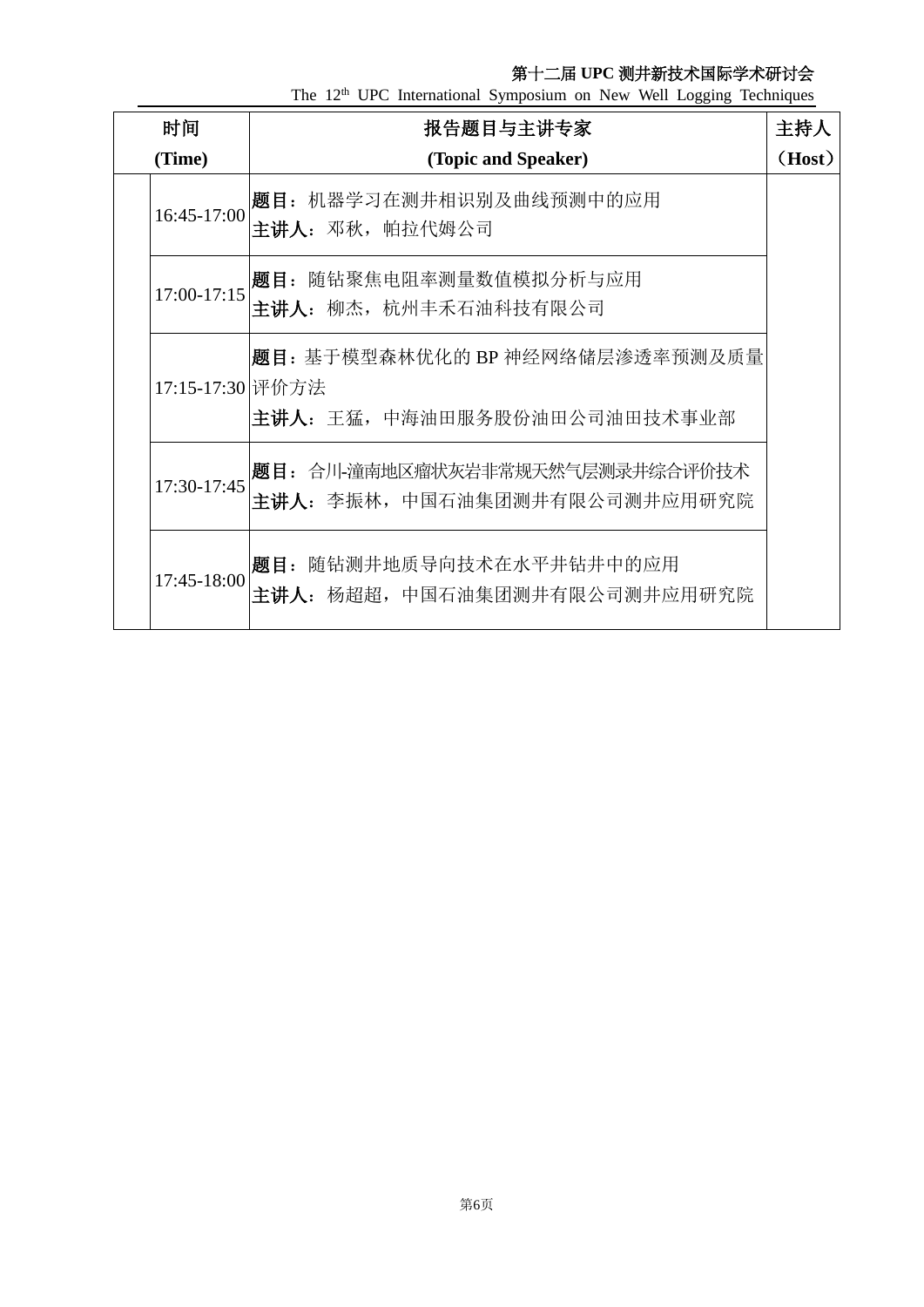| 时间 (Time) | | 报告题目与主讲专家 (Topic and Speaker) | 主持人 (Host) |
|---|---|---|---|
| | 16:45-17:00 | **题目**：机器学习在测井相识别及曲线预测中的应用<br>**主讲人**：邓秋，帕拉代姆公司 | |
| | 17:00-17:15 | **题目**：随钻聚焦电阻率测量数值模拟分析与应用<br>**主讲人**：柳杰，杭州丰禾石油科技有限公司 | |
| | 17:15-17:30 | **题目**：基于模型森林优化的 BP 神经网络储层渗透率预测及质量评价方法<br>**主讲人**：王猛，中海油田服务股份油田公司油田技术事业部 | |
| | 17:30-17:45 | **题目**：合川-潼南地区瘤状灰岩非常规天然气层测录井综合评价技术<br>**主讲人**：李振林，中国石油集团测井有限公司测井应用研究院 | |
| | 17:45-18:00 | **题目**：随钻测井地质导向技术在水平井钻井中的应用<br>**主讲人**：杨超超，中国石油集团测井有限公司测井应用研究院 | |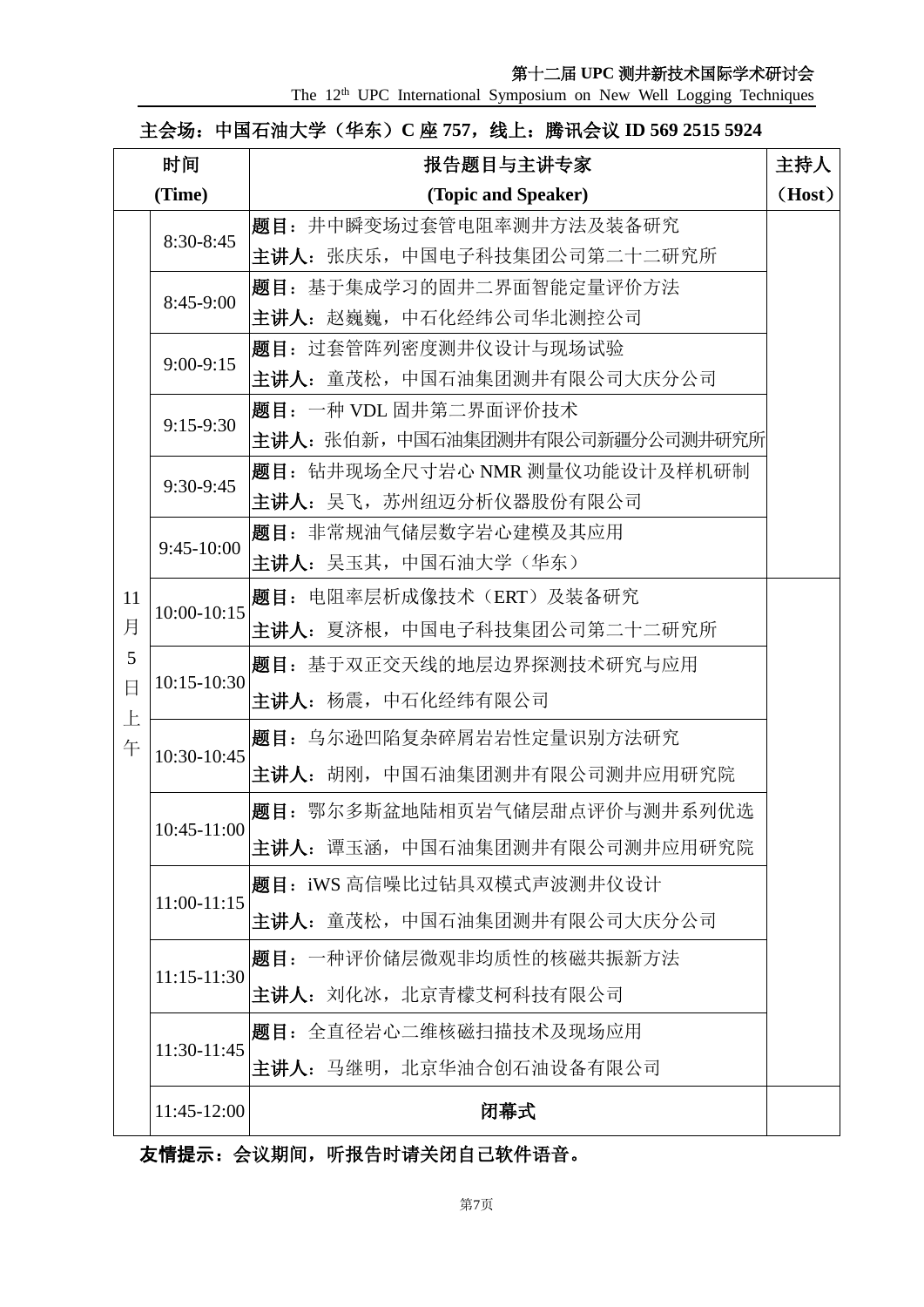**主会场：中国石油大学（华东）C 座 757，线上：腾讯会议 ID 569 2515 5924**

| 时间 (Time) | | 报告题目与主讲专家 (Topic and Speaker) | 主持人（Host） |
|---|---|---|---|
| 11月5日上午 | 8:30-8:45 | **题目**：井中瞬变场过套管电阻率测井方法及装备研究<br>**主讲人**：张庆乐，中国电子科技集团公司第二十二研究所 | |
| | 8:45-9:00 | **题目**：基于集成学习的固井二界面智能定量评价方法<br>**主讲人**：赵巍巍，中石化经纬公司华北测控公司 | |
| | 9:00-9:15 | **题目**：过套管阵列密度测井仪设计与现场试验<br>**主讲人**：童茂松，中国石油集团测井有限公司大庆分公司 | |
| | 9:15-9:30 | **题目**：一种 VDL 固井第二界面评价技术<br>**主讲人**：张伯新，中国石油集团测井有限公司新疆分公司测井研究所 | |
| | 9:30-9:45 | **题目**：钻井现场全尺寸岩心 NMR 测量仪功能设计及样机研制<br>**主讲人**：吴飞，苏州纽迈分析仪器股份有限公司 | |
| | 9:45-10:00 | **题目**：非常规油气储层数字岩心建模及其应用<br>**主讲人**：吴玉其，中国石油大学（华东） | |
| | 10:00-10:15 | **题目**：电阻率层析成像技术（ERT）及装备研究<br>**主讲人**：夏济根，中国电子科技集团公司第二十二研究所 | |
| | 10:15-10:30 | **题目**：基于双正交天线的地层边界探测技术研究与应用<br>**主讲人**：杨震，中石化经纬有限公司 | |
| | 10:30-10:45 | **题目**：乌尔逊凹陷复杂碎屑岩岩性定量识别方法研究<br>**主讲人**：胡刚，中国石油集团测井有限公司测井应用研究院 | |
| | 10:45-11:00 | **题目**：鄂尔多斯盆地陆相页岩气储层甜点评价与测井系列优选<br>**主讲人**：谭玉涵，中国石油集团测井有限公司测井应用研究院 | |
| | 11:00-11:15 | **题目**：iWS 高信噪比过钻具双模式声波测井仪设计<br>**主讲人**：童茂松，中国石油集团测井有限公司大庆分公司 | |
| | 11:15-11:30 | **题目**：一种评价储层微观非均质性的核磁共振新方法<br>**主讲人**：刘化冰，北京青檬艾柯科技有限公司 | |
| | 11:30-11:45 | **题目**：全直径岩心二维核磁扫描技术及现场应用<br>**主讲人**：马继明，北京华油合创石油设备有限公司 | |
| | 11:45-12:00 | **闭幕式** | |

**友情提示：会议期间，听报告时请关闭自己软件语音。**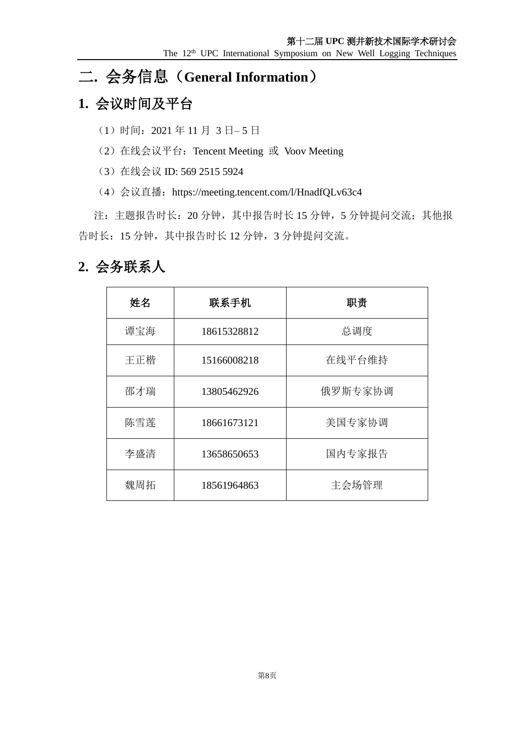# 二. 会务信息（General Information）

## 1. 会议时间及平台

（1）时间：2021 年 11 月 3 日– 5 日

（2）在线会议平台：Tencent Meeting 或 Voov Meeting

（3）在线会议 ID: 569 2515 5924

（4）会议直播：https://meeting.tencent.com/l/HnadfQLv63c4

注：主题报告时长：20 分钟，其中报告时长 15 分钟，5 分钟提问交流；其他报告时长：15 分钟，其中报告时长 12 分钟，3 分钟提问交流。

## 2. 会务联系人

| 姓名 | 联系手机 | 职责 |
|---|---|---|
| 谭宝海 | 18615328812 | 总调度 |
| 王正楷 | 15166008218 | 在线平台维持 |
| 邵才瑞 | 13805462926 | 俄罗斯专家协调 |
| 陈雪莲 | 18661673121 | 美国专家协调 |
| 李盛清 | 13658650653 | 国内专家报告 |
| 魏周拓 | 18561964863 | 主会场管理 |